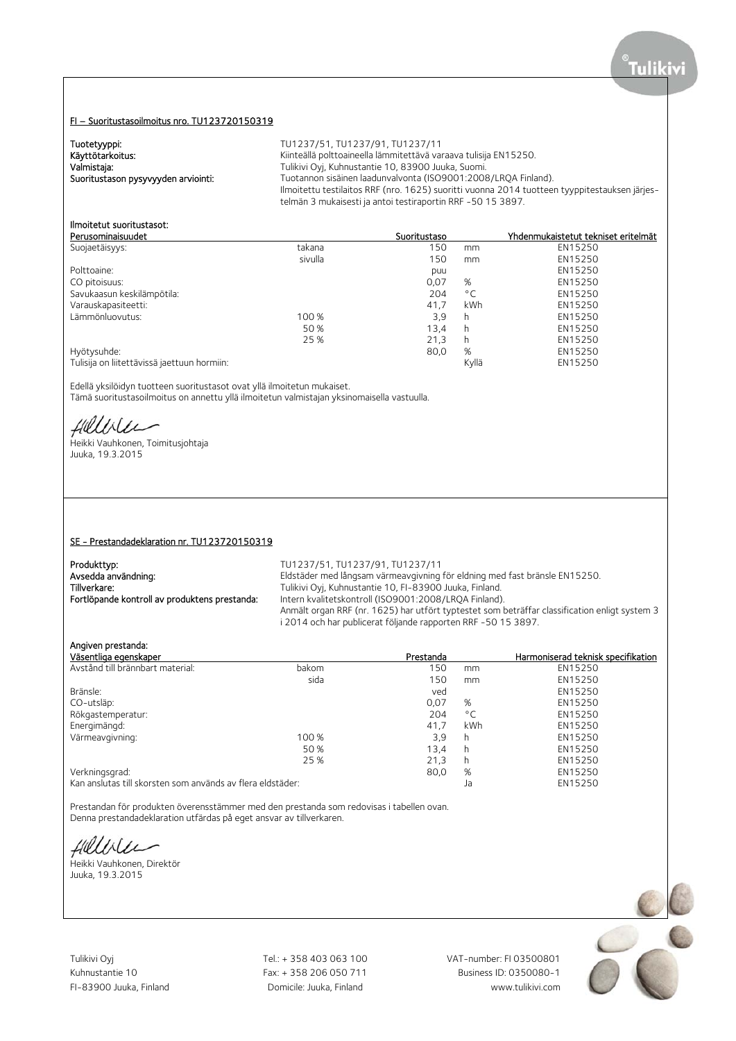## FI – Suoritustasoilmoitus nro. TU123720150319

**Tuotetyyppi:** TU1237/51, TU1237/91, TU1237/11
**Käyttötarkoitus:** Kiinteällä polttoaineella lämmitettävä varaava tulisija EN15250.
**Valmistaja:** Tulikivi Oyj, Kuhnustantie 10, 83900 Juuka, Suomi.
**Suoritustason pysyvyyden arviointi:** Tuotannon sisäinen laadunvalvonta (ISO9001:2008/LRQA Finland).
Ilmoitettu testilaitos RRF (nro. 1625) suoritti vuonna 2014 tuotteen tyyppitestauksen järjestelmän 3 mukaisesti ja antoi testiraportin RRF -50 15 3897.

**Ilmoitetut suoritustasot:**

| Perusominaisuudet | | Suoritustaso | | Yhdenmukaistetut tekniset eritelmät |
|---|---|---|---|---|
| Suojaetäisyys: | takana | 150 | mm | EN15250 |
| | sivulla | 150 | mm | EN15250 |
| Polttoaine: | | puu | | EN15250 |
| CO pitoisuus: | | 0,07 | % | EN15250 |
| Savukaasun keskilämpötila: | | 204 | °C | EN15250 |
| Varauskapasiteetti: | | 41,7 | kWh | EN15250 |
| Lämmönluovutus: | 100 % | 3,9 | h | EN15250 |
| | 50 % | 13,4 | h | EN15250 |
| | 25 % | 21,3 | h | EN15250 |
| Hyötysuhde: | | 80,0 | % | EN15250 |
| Tulisija on liitettävissä jaettuun hormiin: | | | Kyllä | EN15250 |

Edellä yksilöidyn tuotteen suoritustasot ovat yllä ilmoitetun mukaiset.
Tämä suoritustasoilmoitus on annettu yllä ilmoitetun valmistajan yksinomaisella vastuulla.

Heikki Vauhkonen, Toimitusjohtaja
Juuka, 19.3.2015

## SE - Prestandadeklaration nr. TU123720150319

**Produkttyp:** TU1237/51, TU1237/91, TU1237/11
**Avsedda användning:** Eldstäder med långsam värmeavgivning för eldning med fast bränsle EN15250.
**Tillverkare:** Tulikivi Oyj, Kuhnustantie 10, FI-83900 Juuka, Finland.
**Fortlöpande kontroll av produktens prestanda:** Intern kvalitetskontroll (ISO9001:2008/LRQA Finland).
Anmält organ RRF (nr. 1625) har utfört typtestet som beträffar classification enligt system 3 i 2014 och har publicerat följande rapporten RRF -50 15 3897.

**Angiven prestanda:**

| Väsentliga egenskaper | | Prestanda | | Harmoniserad teknisk specifikation |
|---|---|---|---|---|
| Avstånd till brännbart material: | bakom | 150 | mm | EN15250 |
| | sida | 150 | mm | EN15250 |
| Bränsle: | | ved | | EN15250 |
| CO-utsläp: | | 0,07 | % | EN15250 |
| Rökgastemperatur: | | 204 | °C | EN15250 |
| Energimängd: | | 41,7 | kWh | EN15250 |
| Värmeavgivning: | 100 % | 3,9 | h | EN15250 |
| | 50 % | 13,4 | h | EN15250 |
| | 25 % | 21,3 | h | EN15250 |
| Verkningsgrad: | | 80,0 | % | EN15250 |
| Kan anslutas till skorsten som används av flera eldstäder: | | | Ja | EN15250 |

Prestandan för produkten överensstämmer med den prestanda som redovisas i tabellen ovan.
Denna prestandadeklaration utfärdas på eget ansvar av tillverkaren.

Heikki Vauhkonen, Direktör
Juuka, 19.3.2015

Tulikivi Oyj
Kuhnustantie 10
FI-83900 Juuka, Finland

Tel.: + 358 403 063 100
Fax: + 358 206 050 711
Domicile: Juuka, Finland

VAT-number: FI 03500801
Business ID: 0350080-1
www.tulikivi.com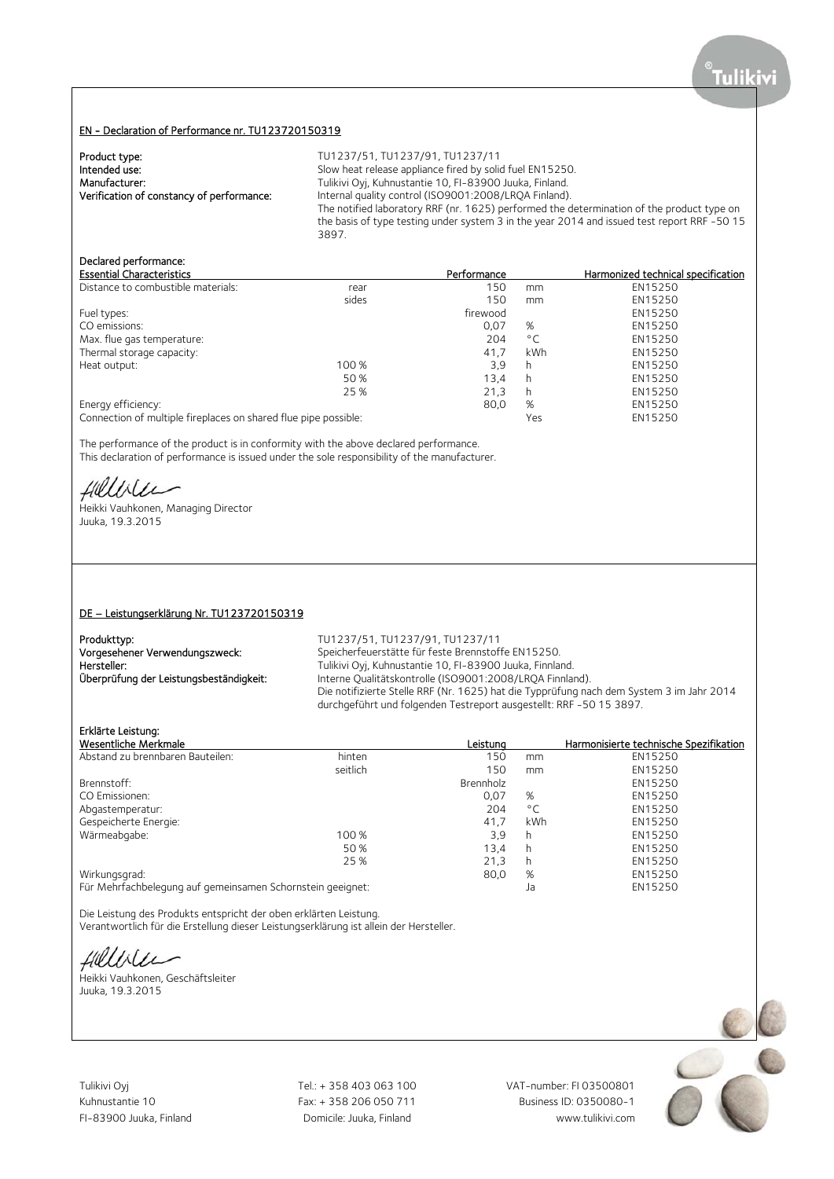## EN - Declaration of Performance nr. TU123720150319

**Product type:** TU1237/51, TU1237/91, TU1237/11
**Intended use:** Slow heat release appliance fired by solid fuel EN15250.
**Manufacturer:** Tulikivi Oyj, Kuhnustantie 10, FI-83900 Juuka, Finland.
**Verification of constancy of performance:** Internal quality control (ISO9001:2008/LRQA Finland).
The notified laboratory RRF (nr. 1625) performed the determination of the product type on the basis of type testing under system 3 in the year 2014 and issued test report RRF -50 15 3897.

**Declared performance:**

| Essential Characteristics | | Performance | | Harmonized technical specification |
|---|---|---|---|---|
| Distance to combustible materials: | rear | 150 | mm | EN15250 |
| | sides | 150 | mm | EN15250 |
| Fuel types: | | firewood | | EN15250 |
| CO emissions: | | 0,07 | % | EN15250 |
| Max. flue gas temperature: | | 204 | °C | EN15250 |
| Thermal storage capacity: | | 41,7 | kWh | EN15250 |
| Heat output: | 100 % | 3,9 | h | EN15250 |
| | 50 % | 13,4 | h | EN15250 |
| | 25 % | 21,3 | h | EN15250 |
| Energy efficiency: | | 80,0 | % | EN15250 |
| Connection of multiple fireplaces on shared flue pipe possible: | | | Yes | EN15250 |

The performance of the product is in conformity with the above declared performance.
This declaration of performance is issued under the sole responsibility of the manufacturer.

Heikki Vauhkonen, Managing Director
Juuka, 19.3.2015

## DE – Leistungserklärung Nr. TU123720150319

**Produkttyp:** TU1237/51, TU1237/91, TU1237/11
**Vorgesehener Verwendungszweck:** Speicherfeuerstätte für feste Brennstoffe EN15250.
**Hersteller:** Tulikivi Oyj, Kuhnustantie 10, FI-83900 Juuka, Finnland.
**Überprüfung der Leistungsbeständigkeit:** Interne Qualitätskontrolle (ISO9001:2008/LRQA Finnland).
Die notifizierte Stelle RRF (Nr. 1625) hat die Typprüfung nach dem System 3 im Jahr 2014 durchgeführt und folgenden Testreport ausgestellt: RRF -50 15 3897.

**Erklärte Leistung:**

| Wesentliche Merkmale | | Leistung | | Harmonisierte technische Spezifikation |
|---|---|---|---|---|
| Abstand zu brennbaren Bauteilen: | hinten | 150 | mm | EN15250 |
| | seitlich | 150 | mm | EN15250 |
| Brennstoff: | | Brennholz | | EN15250 |
| CO Emissionen: | | 0,07 | % | EN15250 |
| Abgastemperatur: | | 204 | °C | EN15250 |
| Gespeicherte Energie: | | 41,7 | kWh | EN15250 |
| Wärmeabgabe: | 100 % | 3,9 | h | EN15250 |
| | 50 % | 13,4 | h | EN15250 |
| | 25 % | 21,3 | h | EN15250 |
| Wirkungsgrad: | | 80,0 | % | EN15250 |
| Für Mehrfachbelegung auf gemeinsamen Schornstein geeignet: | | | Ja | EN15250 |

Die Leistung des Produkts entspricht der oben erklärten Leistung.
Verantwortlich für die Erstellung dieser Leistungserklärung ist allein der Hersteller.

Heikki Vauhkonen, Geschäftsleiter
Juuka, 19.3.2015

Tulikivi Oyj
Kuhnustantie 10
FI-83900 Juuka, Finland

Tel.: + 358 403 063 100
Fax: + 358 206 050 711
Domicile: Juuka, Finland

VAT-number: FI 03500801
Business ID: 0350080-1
www.tulikivi.com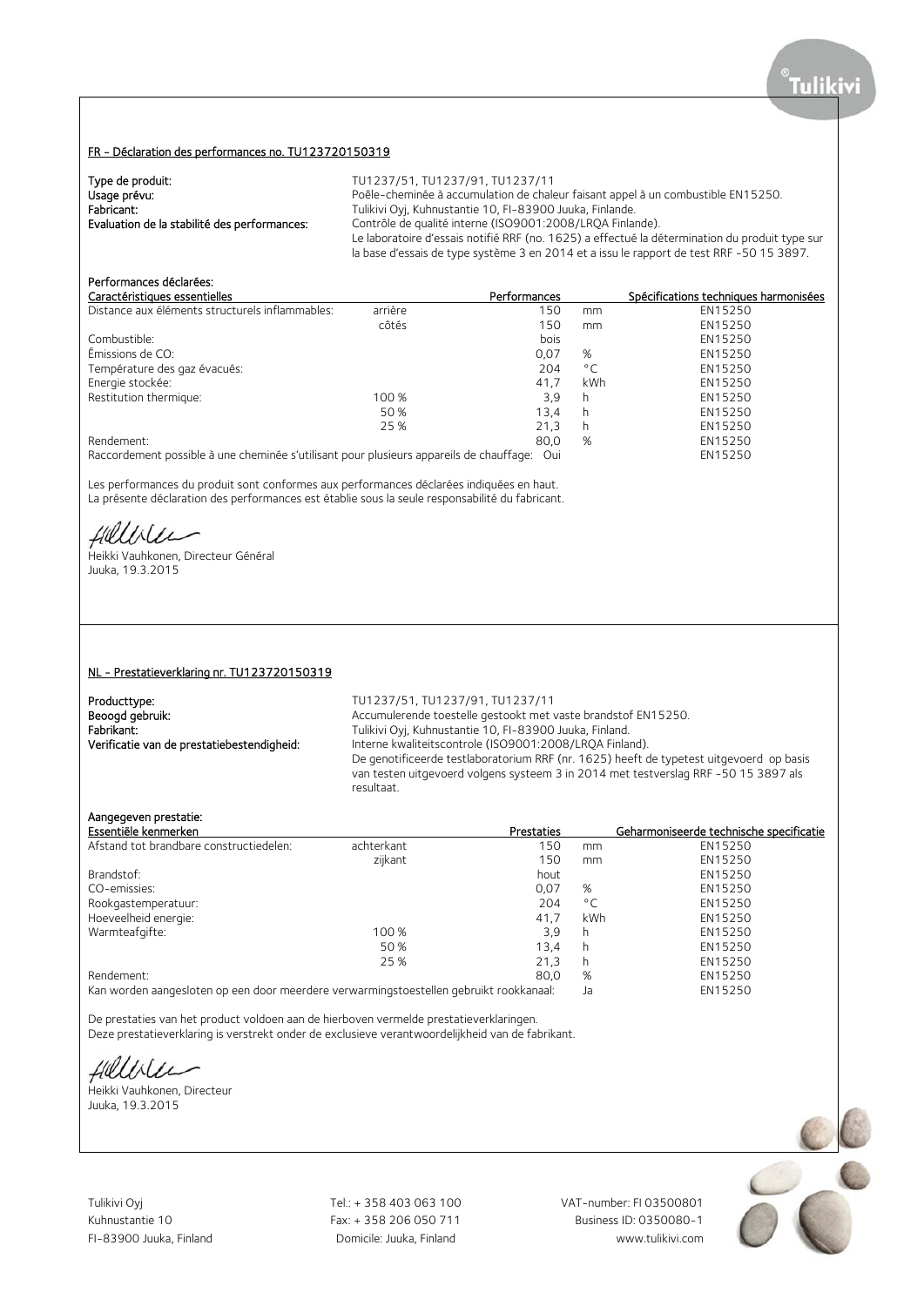Tulikivi

## FR - Déclaration des performances no. TU123720150319

**Type de produit:** TU1237/51, TU1237/91, TU1237/11
**Usage prévu:** Poêle-cheminée à accumulation de chaleur faisant appel à un combustible EN15250.
**Fabricant:** Tulikivi Oyj, Kuhnustantie 10, FI-83900 Juuka, Finlande.
**Evaluation de la stabilité des performances:** Contrôle de qualité interne (ISO9001:2008/LRQA Finlande).
Le laboratoire d'essais notifié RRF (no. 1625) a effectué la détermination du produit type sur la base d'essais de type système 3 en 2014 et a issu le rapport de test RRF -50 15 3897.

**Performances déclarées:**

| Caractéristiques essentielles | | Performances | | Spécifications techniques harmonisées |
|---|---|---|---|---|
| Distance aux éléments structurels inflammables: | arrière | 150 | mm | EN15250 |
| | côtés | 150 | mm | EN15250 |
| Combustible: | | bois | | EN15250 |
| Émissions de CO: | | 0,07 | % | EN15250 |
| Température des gaz évacués: | | 204 | °C | EN15250 |
| Energie stockée: | | 41,7 | kWh | EN15250 |
| Restitution thermique: | 100 % | 3,9 | h | EN15250 |
| | 50 % | 13,4 | h | EN15250 |
| | 25 % | 21,3 | h | EN15250 |
| Rendement: | | 80,0 | % | EN15250 |
| Raccordement possible à une cheminée s'utilisant pour plusieurs appareils de chauffage: | | Oui | | EN15250 |

Les performances du produit sont conformes aux performances déclarées indiquées en haut.
La présente déclaration des performances est établie sous la seule responsabilité du fabricant.

Heikki Vauhkonen, Directeur Général
Juuka, 19.3.2015

## NL - Prestatieverklaring nr. TU123720150319

**Producttype:** TU1237/51, TU1237/91, TU1237/11
**Beoogd gebruik:** Accumulerende toestelle gestookt met vaste brandstof EN15250.
**Fabrikant:** Tulikivi Oyj, Kuhnustantie 10, FI-83900 Juuka, Finland.
**Verificatie van de prestatiebestendigheid:** Interne kwaliteitscontrole (ISO9001:2008/LRQA Finland).
De genotificeerde testlaboratorium RRF (nr. 1625) heeft de typetest uitgevoerd op basis van testen uitgevoerd volgens systeem 3 in 2014 met testverslag RRF -50 15 3897 als resultaat.

**Aangegeven prestatie:**

| Essentiële kenmerken | | Prestaties | | Geharmoniseerde technische specificatie |
|---|---|---|---|---|
| Afstand tot brandbare constructiedelen: | achterkant | 150 | mm | EN15250 |
| | zijkant | 150 | mm | EN15250 |
| Brandstof: | | hout | | EN15250 |
| CO-emissies: | | 0,07 | % | EN15250 |
| Rookgastemperatuur: | | 204 | °C | EN15250 |
| Hoeveelheid energie: | | 41,7 | kWh | EN15250 |
| Warmteafgifte: | 100 % | 3,9 | h | EN15250 |
| | 50 % | 13,4 | h | EN15250 |
| | 25 % | 21,3 | h | EN15250 |
| Rendement: | | 80,0 | % | EN15250 |
| Kan worden aangesloten op een door meerdere verwarmingstoestellen gebruikt rookkanaal: | | | Ja | EN15250 |

De prestaties van het product voldoen aan de hierboven vermelde prestatieverklaringen.
Deze prestatieverklaring is verstrekt onder de exclusieve verantwoordelijkheid van de fabrikant.

Heikki Vauhkonen, Directeur
Juuka, 19.3.2015

Tulikivi Oyj
Kuhnustantie 10
FI-83900 Juuka, Finland

Tel.: + 358 403 063 100
Fax: + 358 206 050 711
Domicile: Juuka, Finland

VAT-number: FI 03500801
Business ID: 0350080-1
www.tulikivi.com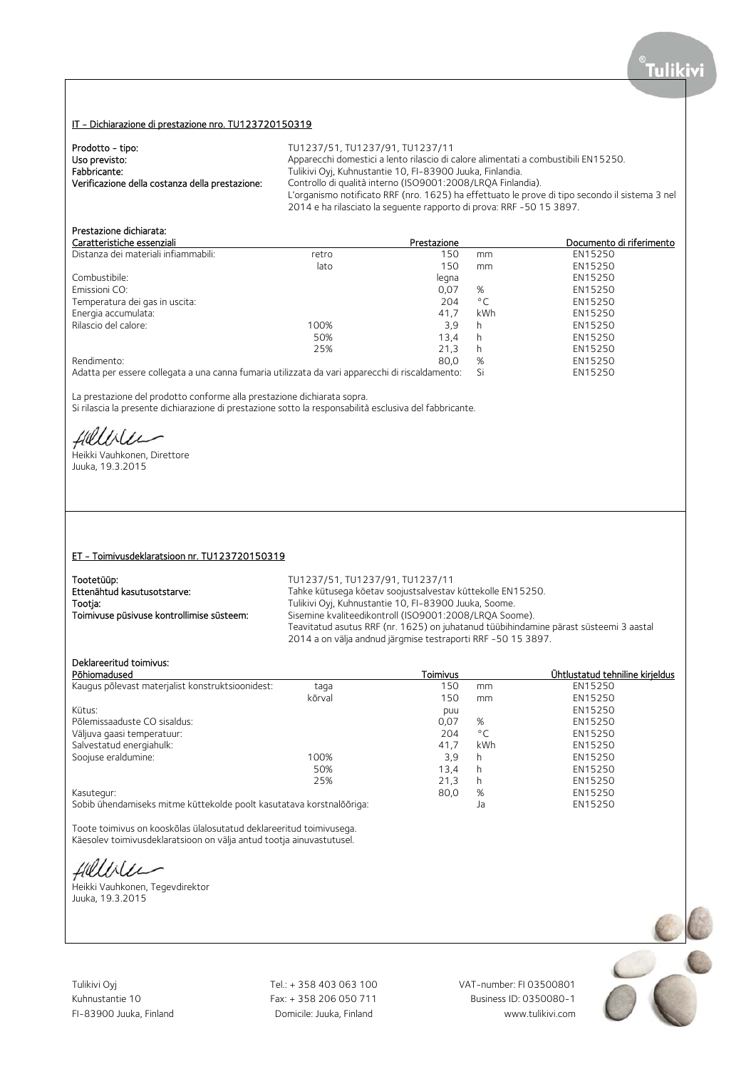## IT - Dichiarazione di prestazione nro. TU123720150319

**Prodotto - tipo:** TU1237/51, TU1237/91, TU1237/11
**Uso previsto:** Apparecchi domestici a lento rilascio di calore alimentati a combustibili EN15250.
**Fabbricante:** Tulikivi Oyj, Kuhnustantie 10, FI-83900 Juuka, Finlandia.
**Verificazione della costanza della prestazione:** Controllo di qualità interno (ISO9001:2008/LRQA Finlandia).
L'organismo notificato RRF (nro. 1625) ha effettuato le prove di tipo secondo il sistema 3 nel 2014 e ha rilasciato la seguente rapporto di prova: RRF -50 15 3897.

**Prestazione dichiarata:**

| Caratteristiche essenziali | | Prestazione | | Documento di riferimento |
|---|---|---|---|---|
| Distanza dei materiali infiammabili: | retro | 150 | mm | EN15250 |
| | lato | 150 | mm | EN15250 |
| Combustibile: | | legna | | EN15250 |
| Emissioni CO: | | 0,07 | % | EN15250 |
| Temperatura dei gas in uscita: | | 204 | °C | EN15250 |
| Energia accumulata: | | 41,7 | kWh | EN15250 |
| Rilascio del calore: | 100% | 3,9 | h | EN15250 |
| | 50% | 13,4 | h | EN15250 |
| | 25% | 21,3 | h | EN15250 |
| Rendimento: | | 80,0 | % | EN15250 |
| Adatta per essere collegata a una canna fumaria utilizzata da vari apparecchi di riscaldamento: | | | Si | EN15250 |

La prestazione del prodotto conforme alla prestazione dichiarata sopra.
Si rilascia la presente dichiarazione di prestazione sotto la responsabilità esclusiva del fabbricante.

Heikki Vauhkonen, Direttore
Juuka, 19.3.2015

## ET - Toimivusdeklaratsioon nr. TU123720150319

**Tootetüüp:** TU1237/51, TU1237/91, TU1237/11
**Ettenähtud kasutusotstarve:** Tahke kütusega köetav soojustsalvestav küttekolle EN15250.
**Tootja:** Tulikivi Oyj, Kuhnustantie 10, FI-83900 Juuka, Soome.
**Toimivuse püsivuse kontrollimise süsteem:** Sisemine kvaliteedikontroll (ISO9001:2008/LRQA Soome).
Teavitatud asutus RRF (nr. 1625) on juhatanud tüübihindamine pärast süsteemi 3 aastal 2014 a on välja andnud järgmise testraporti RRF -50 15 3897.

**Deklareeritud toimivus:**

| Põhiomadused | | Toimivus | | Ühtlustatud tehniline kirjeldus |
|---|---|---|---|---|
| Kaugus põlevast materjalist konstruktsioonidest: | taga | 150 | mm | EN15250 |
| | kõrval | 150 | mm | EN15250 |
| Kütus: | | puu | | EN15250 |
| Põlemissaaduste CO sisaldus: | | 0,07 | % | EN15250 |
| Väljuva gaasi temperatuur: | | 204 | °C | EN15250 |
| Salvestatud energiahulk: | | 41,7 | kWh | EN15250 |
| Soojuse eraldumine: | 100% | 3,9 | h | EN15250 |
| | 50% | 13,4 | h | EN15250 |
| | 25% | 21,3 | h | EN15250 |
| Kasutegur: | | 80,0 | % | EN15250 |
| Sobib ühendamiseks mitme küttekolde poolt kasutatava korstnalõõriga: | | | Ja | EN15250 |

Toote toimivus on kooskõlas ülalosutatud deklareeritud toimivusega.
Käesolev toimivusdeklaratsioon on välja antud tootja ainuvastutusel.

Heikki Vauhkonen, Tegevdirektor
Juuka, 19.3.2015

Tulikivi Oyj
Kuhnustantie 10
FI-83900 Juuka, Finland

Tel.: + 358 403 063 100
Fax: + 358 206 050 711
Domicile: Juuka, Finland

VAT-number: FI 03500801
Business ID: 0350080-1
www.tulikivi.com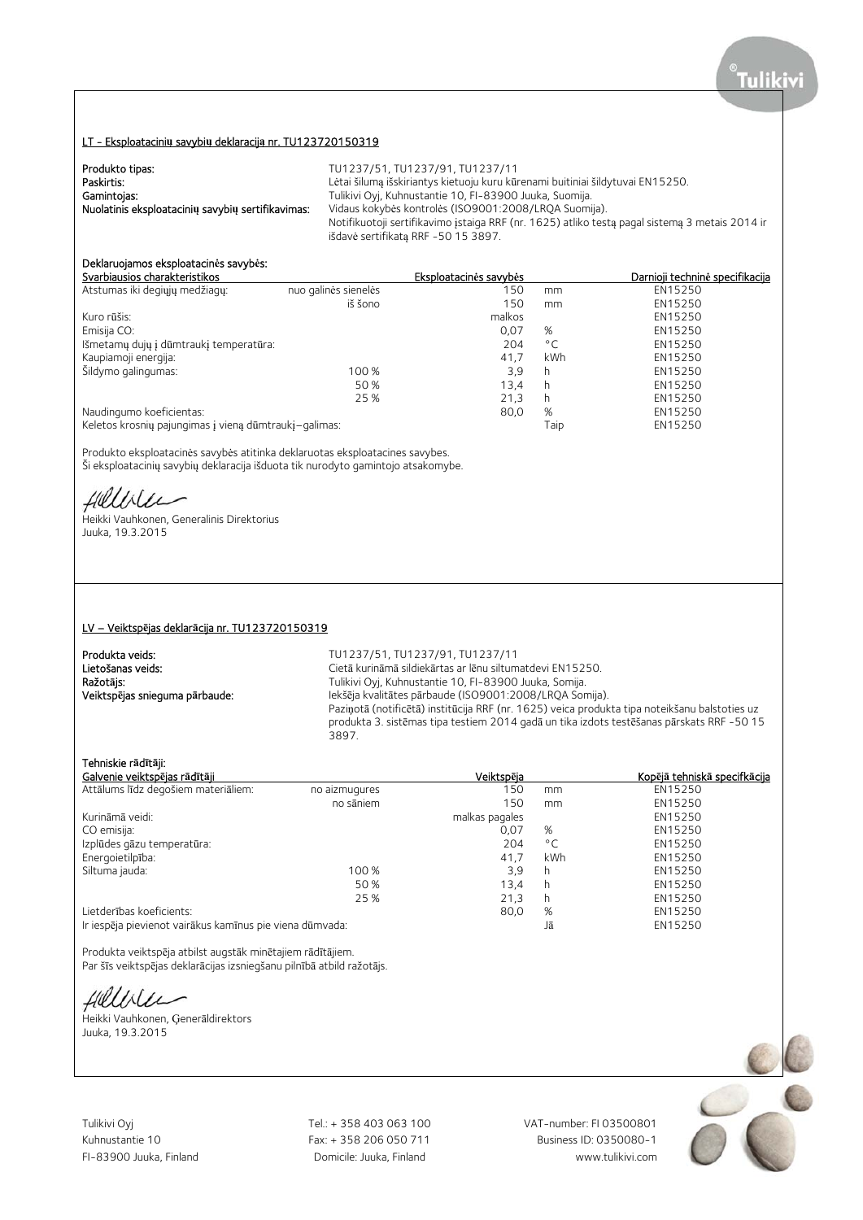## LT - Eksploatacinių savybių deklaracija nr. TU123720150319

**Produkto tipas:** TU1237/51, TU1237/91, TU1237/11

**Paskirtis:** Lėtai šilumą išskiriantys kietuoju kuru kūrenami buitiniai šildytuvai EN15250.

**Gamintojas:** Tulikivi Oyj, Kuhnustantie 10, FI-83900 Juuka, Suomija.

**Nuolatinis eksploatacinių savybių sertifikavimas:** Vidaus kokybės kontrolės (ISO9001:2008/LRQA Suomija).
Notifikuotoji sertifikavimo įstaiga RRF (nr. 1625) atliko testą pagal sistemą 3 metais 2014 ir išdavė sertifikatą RRF -50 15 3897.

**Deklaruojamos eksploatacinės savybės:**

| Svarbiausios charakteristikos | | Eksploatacinės savybės | | Darnioji techninė specifikacija |
|---|---|---|---|---|
| Atstumas iki degiųjų medžiagų: | nuo galinės sienelės | 150 | mm | EN15250 |
| | iš šono | 150 | mm | EN15250 |
| Kuro rūšis: | | malkos | | EN15250 |
| Emisija CO: | | 0,07 | % | EN15250 |
| Išmetamų dujų į dūmtraukį temperatūra: | | 204 | °C | EN15250 |
| Kaupiamoji energija: | | 41,7 | kWh | EN15250 |
| Šildymo galingumas: | 100 % | 3,9 | h | EN15250 |
| | 50 % | 13,4 | h | EN15250 |
| | 25 % | 21,3 | h | EN15250 |
| Naudingumo koeficientas: | | 80,0 | % | EN15250 |
| Keletos krosnių pajungimas į vieną dūmtraukį–galimas: | | | Taip | EN15250 |

Produkto eksploatacinės savybės atitinka deklaruotas eksploatacines savybes.
Ši eksploatacinių savybių deklaracija išduota tik nurodyto gamintojo atsakomybe.

Heikki Vauhkonen, Generalinis Direktorius
Juuka, 19.3.2015

## LV – Veiktspējas deklarācija nr. TU123720150319

**Produkta veids:** TU1237/51, TU1237/91, TU1237/11

**Lietošanas veids:** Cietā kurināmā sildiekārtas ar lēnu siltumatdevi EN15250.

**Ražotājs:** Tulikivi Oyj, Kuhnustantie 10, FI-83900 Juuka, Somija.

**Veiktspējas snieguma pārbaude:** Iekšēja kvalitātes pārbaude (ISO9001:2008/LRQA Somija).
Paziņotā (notificētā) institūcija RRF (nr. 1625) veica produkta tipa noteikšanu balstoties uz produkta 3. sistēmas tipa testiem 2014 gadā un tika izdots testēšanas pārskats RRF -50 15 3897.

**Tehniskie rādītāji:**

| Galvenie veiktspējas rādītāji | | Veiktspēja | | Kopējā tehniskā specifkācija |
|---|---|---|---|---|
| Attālums līdz degošiem materiāliem: | no aizmugures | 150 | mm | EN15250 |
| | no sāniem | 150 | mm | EN15250 |
| Kurināmā veidi: | | malkas pagales | | EN15250 |
| CO emisija: | | 0,07 | % | EN15250 |
| Izplūdes gāzu temperatūra: | | 204 | °C | EN15250 |
| Energoietilpība: | | 41,7 | kWh | EN15250 |
| Siltuma jauda: | 100 % | 3,9 | h | EN15250 |
| | 50 % | 13,4 | h | EN15250 |
| | 25 % | 21,3 | h | EN15250 |
| Lietderības koeficients: | | 80,0 | % | EN15250 |
| Ir iespēja pievienot vairākus kamīnus pie viena dūmvada: | | | Jā | EN15250 |

Produkta veiktspēja atbilst augstāk minētajiem rādītājiem.
Par šīs veiktspējas deklarācijas izsniegšanu pilnībā atbild ražotājs.

Heikki Vauhkonen, Ģenerāldirektors
Juuka, 19.3.2015

Tulikivi Oyj
Kuhnustantie 10
FI-83900 Juuka, Finland

Tel.: + 358 403 063 100
Fax: + 358 206 050 711
Domicile: Juuka, Finland

VAT-number: FI 03500801
Business ID: 0350080-1
www.tulikivi.com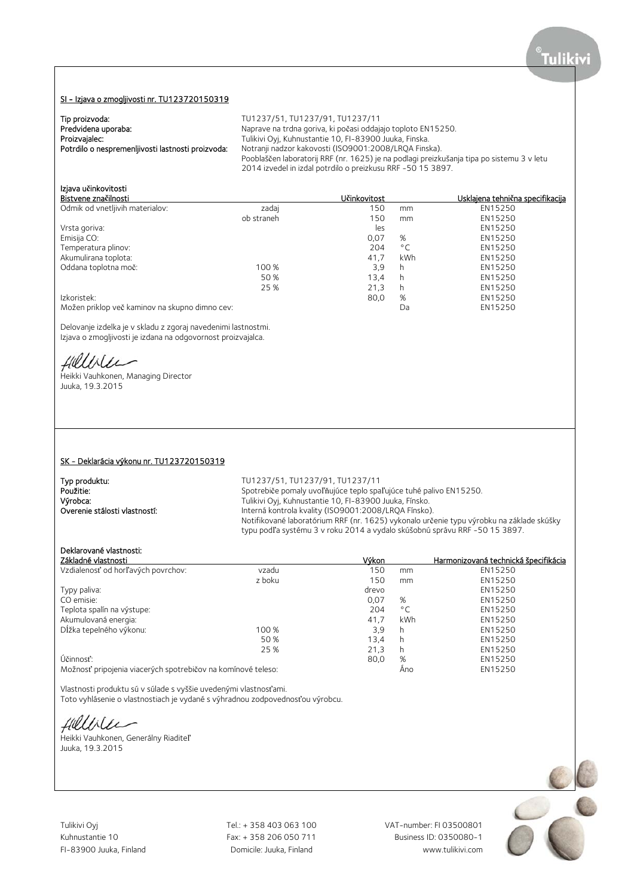## SI - Izjava o zmogljivosti nr. TU123720150319

**Tip proizvoda:** TU1237/51, TU1237/91, TU1237/11
**Predvidena uporaba:** Naprave na trdna goriva, ki počasi oddajajo toploto EN15250.
**Proizvajalec:** Tulikivi Oyj, Kuhnustantie 10, FI-83900 Juuka, Finska.
**Potrdilo o nespremenljivosti lastnosti proizvoda:** Notranji nadzor kakovosti (ISO9001:2008/LRQA Finska).
Pooblaščen laboratorij RRF (nr. 1625) je na podlagi preizkušanja tipa po sistemu 3 v letu 2014 izvedel in izdal potrdilo o preizkusu RRF -50 15 3897.

**Izjava učinkovitosti**

| Bistvene značilnosti | | Učinkovitost | | Usklajena tehnična specifikacija |
|---|---|---|---|---|
| Odmik od vnetljivih materialov: | zadaj | 150 | mm | EN15250 |
| | ob straneh | 150 | mm | EN15250 |
| Vrsta goriva: | | les | | EN15250 |
| Emisija CO: | | 0,07 | % | EN15250 |
| Temperatura plinov: | | 204 | °C | EN15250 |
| Akumulirana toplota: | | 41,7 | kWh | EN15250 |
| Oddana toplotna moč: | 100 % | 3,9 | h | EN15250 |
| | 50 % | 13,4 | h | EN15250 |
| | 25 % | 21,3 | h | EN15250 |
| Izkoristek: | | 80,0 | % | EN15250 |
| Možen priklop več kaminov na skupno dimno cev: | | | Da | EN15250 |

Delovanje izdelka je v skladu z zgoraj navedenimi lastnostmi.
Izjava o zmogljivosti je izdana na odgovornost proizvajalca.

Heikki Vauhkonen, Managing Director
Juuka, 19.3.2015

## SK - Deklarácia výkonu nr. TU123720150319

**Typ produktu:** TU1237/51, TU1237/91, TU1237/11
**Použitie:** Spotrebiče pomaly uvoľňujúce teplo spaľujúce tuhé palivo EN15250.
**Výrobca:** Tulikivi Oyj, Kuhnustantie 10, FI-83900 Juuka, Fínsko.
**Overenie stálosti vlastností:** Interná kontrola kvality (ISO9001:2008/LRQA Fínsko).
Notifikované laboratórium RRF (nr. 1625) vykonalo určenie typu výrobku na základe skúšky typu podľa systému 3 v roku 2014 a vydalo skúšobnú správu RRF -50 15 3897.

**Deklarované vlastnosti:**

| Základné vlastnosti | | Výkon | | Harmonizovaná technická špecifikácia |
|---|---|---|---|---|
| Vzdialenosť od horľavých povrchov: | vzadu | 150 | mm | EN15250 |
| | z boku | 150 | mm | EN15250 |
| Typy paliva: | | drevo | | EN15250 |
| CO emisie: | | 0,07 | % | EN15250 |
| Teplota spalín na výstupe: | | 204 | °C | EN15250 |
| Akumulovaná energia: | | 41,7 | kWh | EN15250 |
| Dĺžka tepelného výkonu: | 100 % | 3,9 | h | EN15250 |
| | 50 % | 13,4 | h | EN15250 |
| | 25 % | 21,3 | h | EN15250 |
| Účinnosť: | | 80,0 | % | EN15250 |
| Možnosť pripojenia viacerých spotrebičov na komínové teleso: | | | Áno | EN15250 |

Vlastnosti produktu sú v súlade s vyššie uvedenými vlastnosťami.
Toto vyhlásenie o vlastnostiach je vydané s výhradnou zodpovednosťou výrobcu.

Heikki Vauhkonen, Generálny Riaditeľ
Juuka, 19.3.2015

Tulikivi Oyj
Kuhnustantie 10
FI-83900 Juuka, Finland

Tel.: + 358 403 063 100
Fax: + 358 206 050 711
Domicile: Juuka, Finland

VAT-number: FI 03500801
Business ID: 0350080-1
www.tulikivi.com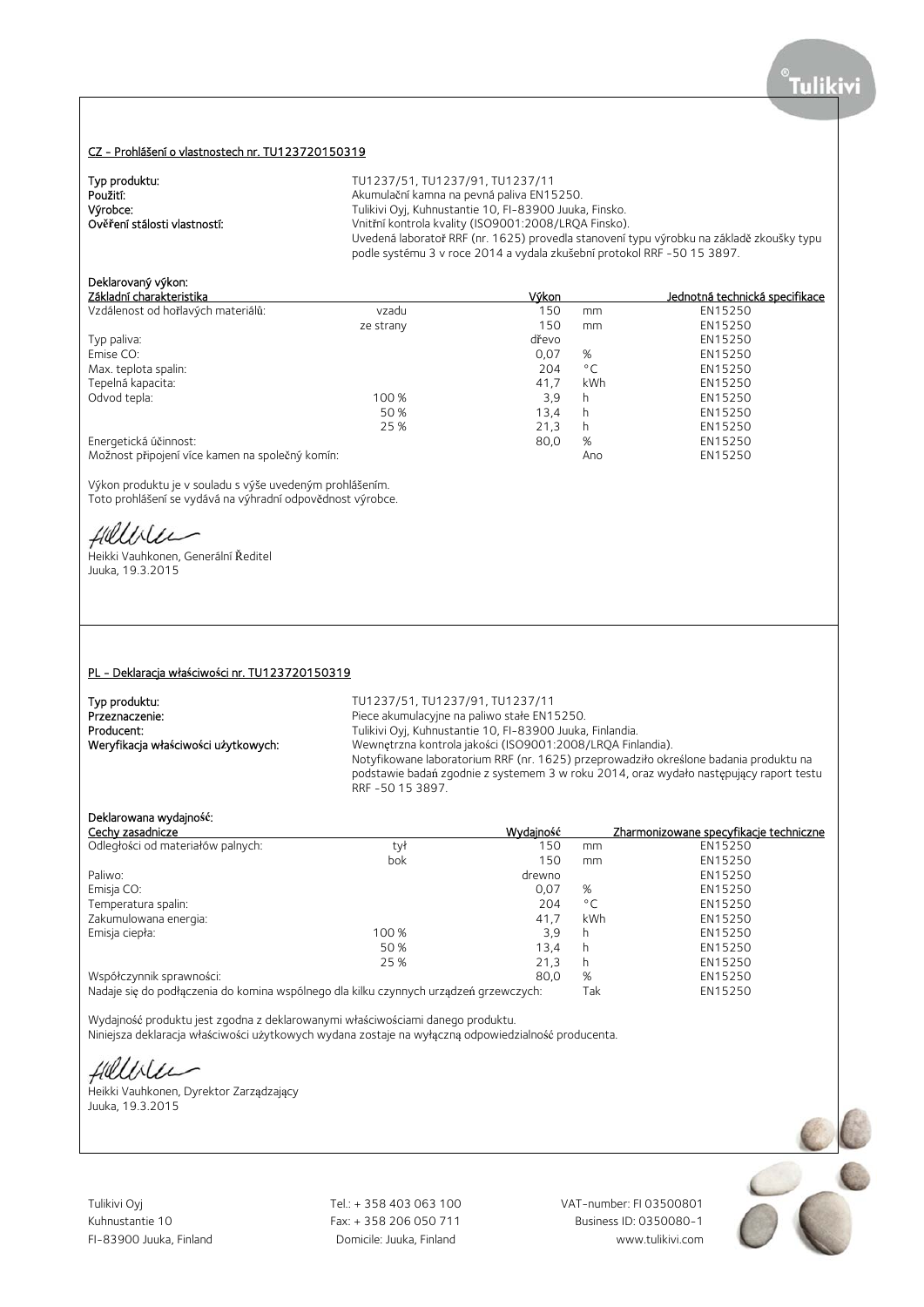## CZ - Prohlášení o vlastnostech nr. TU123720150319

| | |
|---|---|
| **Typ produktu:** | TU1237/51, TU1237/91, TU1237/11 |
| **Použití:** | Akumulační kamna na pevná paliva EN15250. |
| **Výrobce:** | Tulikivi Oyj, Kuhnustantie 10, FI-83900 Juuka, Finsko. |
| **Ověření stálosti vlastností:** | Vnitřní kontrola kvality (ISO9001:2008/LRQA Finsko). Uvedená laboratoř RRF (nr. 1625) provedla stanovení typu výrobku na základě zkoušky typu podle systému 3 v roce 2014 a vydala zkušební protokol RRF -50 15 3897. |

**Deklarovaný výkon:**

| Základní charakteristika | | Výkon | | Jednotná technická specifikace |
|---|---|---|---|---|
| Vzdálenost od hořlavých materiálů: | vzadu | 150 | mm | EN15250 |
| | ze strany | 150 | mm | EN15250 |
| Typ paliva: | | dřevo | | EN15250 |
| Emise CO: | | 0,07 | % | EN15250 |
| Max. teplota spalin: | | 204 | °C | EN15250 |
| Tepelná kapacita: | | 41,7 | kWh | EN15250 |
| Odvod tepla: | 100 % | 3,9 | h | EN15250 |
| | 50 % | 13,4 | h | EN15250 |
| | 25 % | 21,3 | h | EN15250 |
| Energetická účinnost: | | 80,0 | % | EN15250 |
| Možnost připojení více kamen na společný komín: | | | Ano | EN15250 |

Výkon produktu je v souladu s výše uvedeným prohlášením.
Toto prohlášení se vydává na výhradní odpovědnost výrobce.

Heikki Vauhkonen, Generální Ředitel
Juuka, 19.3.2015

## PL - Deklaracja właściwości nr. TU123720150319

| | |
|---|---|
| **Typ produktu:** | TU1237/51, TU1237/91, TU1237/11 |
| **Przeznaczenie:** | Piece akumulacyjne na paliwo stałe EN15250. |
| **Producent:** | Tulikivi Oyj, Kuhnustantie 10, FI-83900 Juuka, Finlandia. |
| **Weryfikacja właściwości użytkowych:** | Wewnętrzna kontrola jakości (ISO9001:2008/LRQA Finlandia). Notyfikowane laboratorium RRF (nr. 1625) przeprowadziło określone badania produktu na podstawie badań zgodnie z systemem 3 w roku 2014, oraz wydało następujący raport testu RRF -50 15 3897. |

**Deklarowana wydajność:**

| Cechy zasadnicze | | Wydajność | | Zharmonizowane specyfikacje techniczne |
|---|---|---|---|---|
| Odległości od materiałów palnych: | tył | 150 | mm | EN15250 |
| | bok | 150 | mm | EN15250 |
| Paliwo: | | drewno | | EN15250 |
| Emisja CO: | | 0,07 | % | EN15250 |
| Temperatura spalin: | | 204 | °C | EN15250 |
| Zakumulowana energia: | | 41,7 | kWh | EN15250 |
| Emisja ciepła: | 100 % | 3,9 | h | EN15250 |
| | 50 % | 13,4 | h | EN15250 |
| | 25 % | 21,3 | h | EN15250 |
| Współczynnik sprawności: | | 80,0 | % | EN15250 |
| Nadaje się do podłączenia do komina wspólnego dla kilku czynnych urządzeń grzewczych: | | | Tak | EN15250 |

Wydajność produktu jest zgodna z deklarowanymi właściwościami danego produktu.
Niniejsza deklaracja właściwości użytkowych wydana zostaje na wyłączną odpowiedzialność producenta.

Heikki Vauhkonen, Dyrektor Zarządzający
Juuka, 19.3.2015

Tulikivi Oyj
Kuhnustantie 10
FI-83900 Juuka, Finland

Tel.: + 358 403 063 100
Fax: + 358 206 050 711
Domicile: Juuka, Finland

VAT-number: FI 03500801
Business ID: 0350080-1
www.tulikivi.com